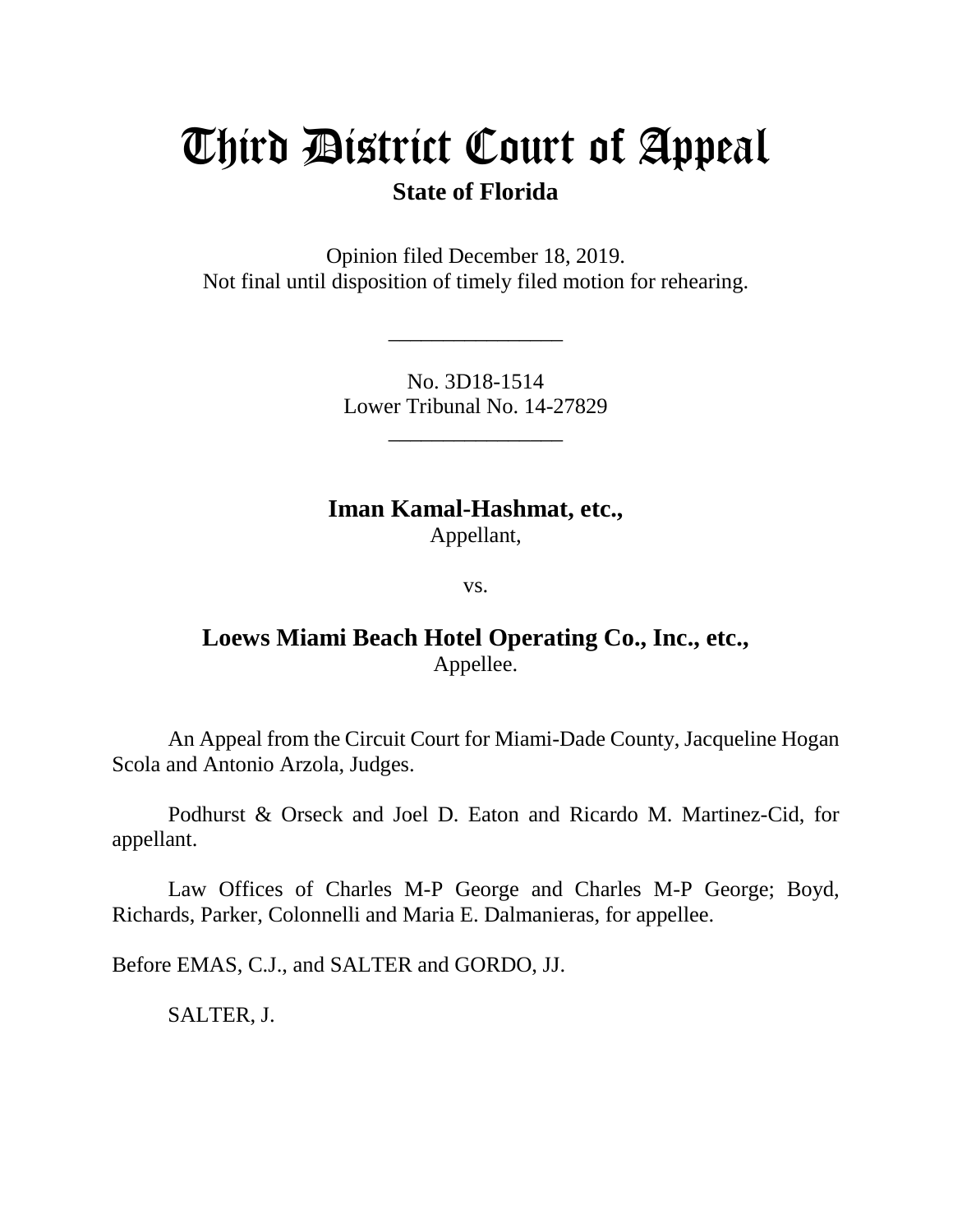# Third District Court of Appeal

**State of Florida**

Opinion filed December 18, 2019.
Not final until disposition of timely filed motion for rehearing.

________________

No. 3D18-1514
Lower Tribunal No. 14-27829

________________

**Iman Kamal-Hashmat, etc.,**
Appellant,

vs.

**Loews Miami Beach Hotel Operating Co., Inc., etc.,**
Appellee.

An Appeal from the Circuit Court for Miami-Dade County, Jacqueline Hogan Scola and Antonio Arzola, Judges.

Podhurst & Orseck and Joel D. Eaton and Ricardo M. Martinez-Cid, for appellant.

Law Offices of Charles M-P George and Charles M-P George; Boyd, Richards, Parker, Colonnelli and Maria E. Dalmanieras, for appellee.

Before EMAS, C.J., and SALTER and GORDO, JJ.

SALTER, J.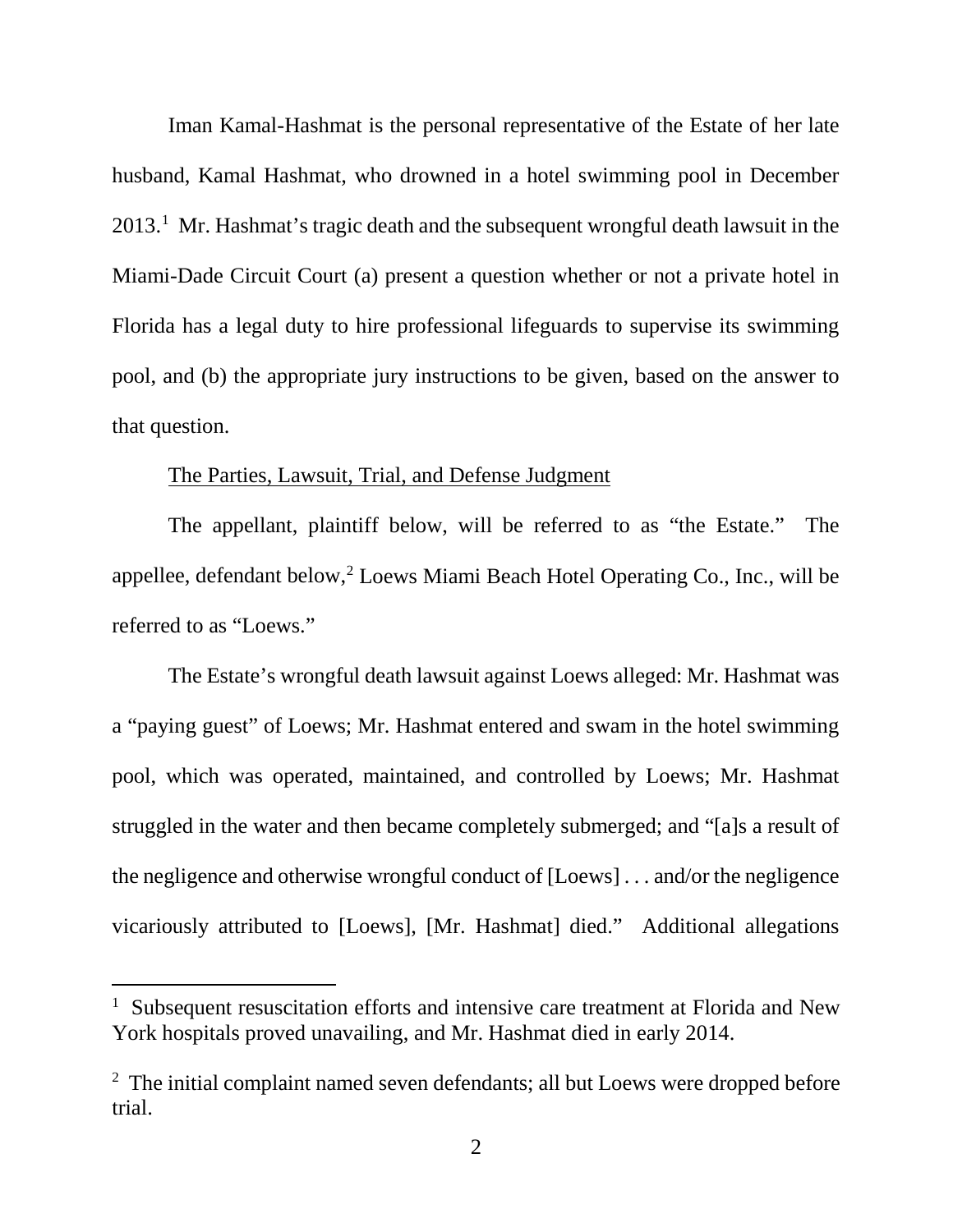Iman Kamal-Hashmat is the personal representative of the Estate of her late husband, Kamal Hashmat, who drowned in a hotel swimming pool in December 2013.[1] Mr. Hashmat's tragic death and the subsequent wrongful death lawsuit in the Miami-Dade Circuit Court (a) present a question whether or not a private hotel in Florida has a legal duty to hire professional lifeguards to supervise its swimming pool, and (b) the appropriate jury instructions to be given, based on the answer to that question.

<u>The Parties, Lawsuit, Trial, and Defense Judgment</u>

The appellant, plaintiff below, will be referred to as "the Estate." The appellee, defendant below,[2] Loews Miami Beach Hotel Operating Co., Inc., will be referred to as "Loews."

The Estate's wrongful death lawsuit against Loews alleged: Mr. Hashmat was a "paying guest" of Loews; Mr. Hashmat entered and swam in the hotel swimming pool, which was operated, maintained, and controlled by Loews; Mr. Hashmat struggled in the water and then became completely submerged; and "[a]s a result of the negligence and otherwise wrongful conduct of [Loews] . . . and/or the negligence vicariously attributed to [Loews], [Mr. Hashmat] died." Additional allegations

---

[1] Subsequent resuscitation efforts and intensive care treatment at Florida and New York hospitals proved unavailing, and Mr. Hashmat died in early 2014.

[2] The initial complaint named seven defendants; all but Loews were dropped before trial.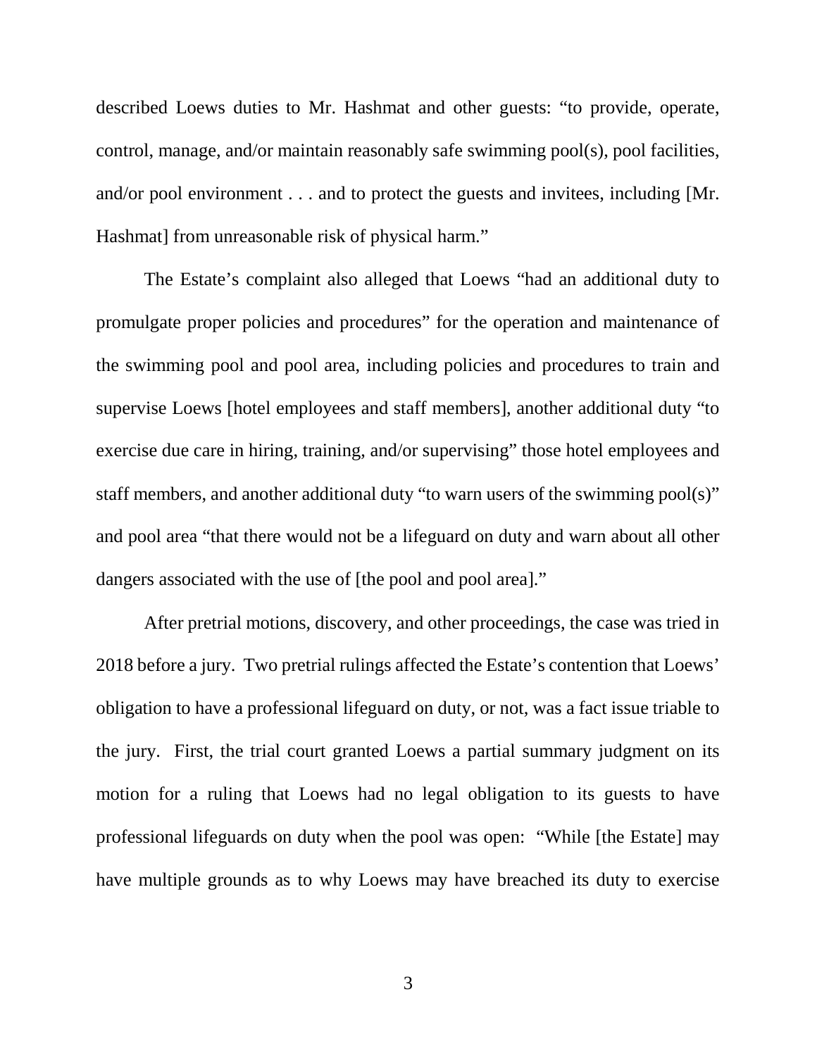described Loews duties to Mr. Hashmat and other guests: "to provide, operate, control, manage, and/or maintain reasonably safe swimming pool(s), pool facilities, and/or pool environment . . . and to protect the guests and invitees, including [Mr. Hashmat] from unreasonable risk of physical harm."

The Estate's complaint also alleged that Loews "had an additional duty to promulgate proper policies and procedures" for the operation and maintenance of the swimming pool and pool area, including policies and procedures to train and supervise Loews [hotel employees and staff members], another additional duty "to exercise due care in hiring, training, and/or supervising" those hotel employees and staff members, and another additional duty "to warn users of the swimming pool(s)" and pool area "that there would not be a lifeguard on duty and warn about all other dangers associated with the use of [the pool and pool area]."

After pretrial motions, discovery, and other proceedings, the case was tried in 2018 before a jury. Two pretrial rulings affected the Estate's contention that Loews' obligation to have a professional lifeguard on duty, or not, was a fact issue triable to the jury. First, the trial court granted Loews a partial summary judgment on its motion for a ruling that Loews had no legal obligation to its guests to have professional lifeguards on duty when the pool was open: "While [the Estate] may have multiple grounds as to why Loews may have breached its duty to exercise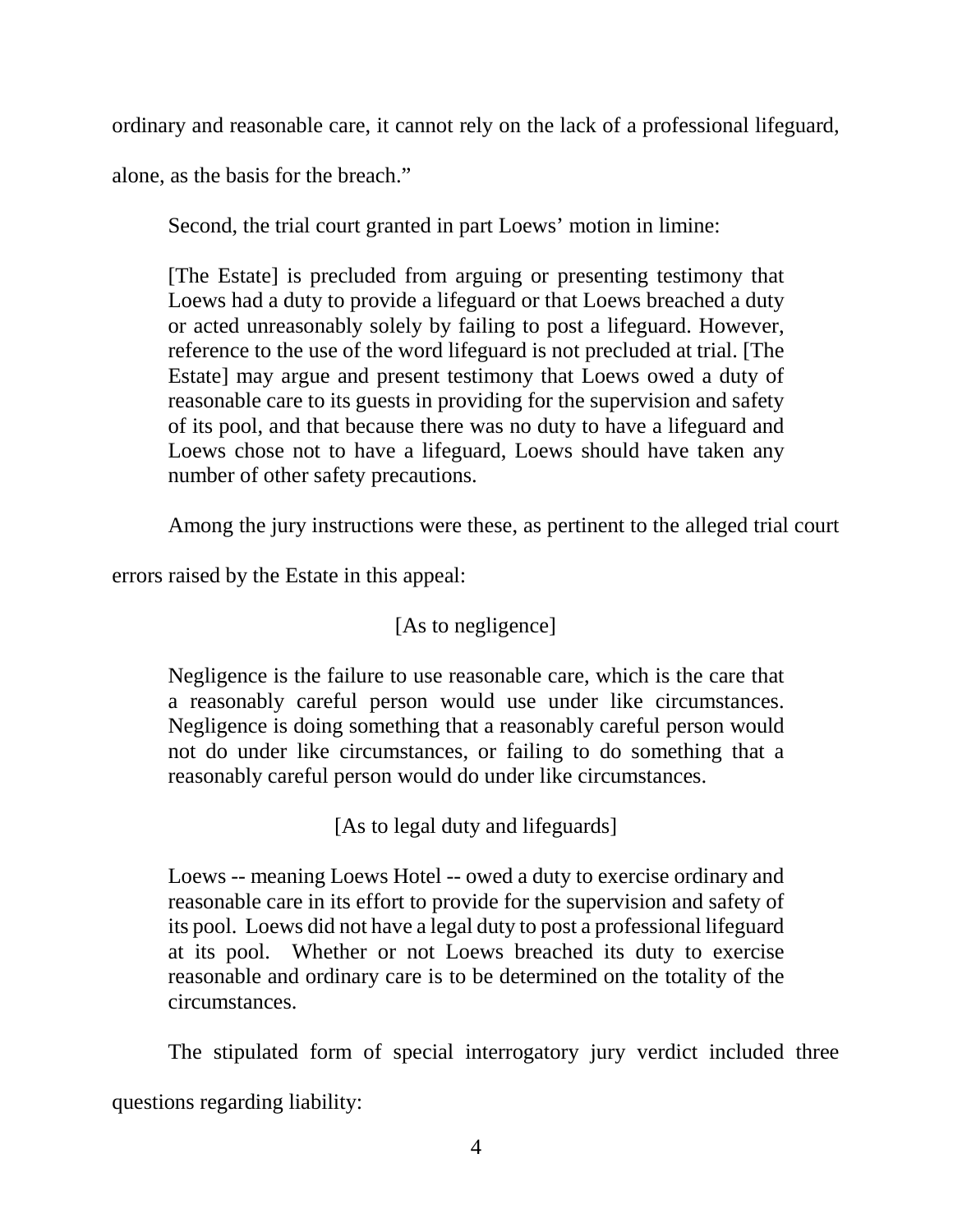ordinary and reasonable care, it cannot rely on the lack of a professional lifeguard, alone, as the basis for the breach."

Second, the trial court granted in part Loews' motion in limine:

> [The Estate] is precluded from arguing or presenting testimony that Loews had a duty to provide a lifeguard or that Loews breached a duty or acted unreasonably solely by failing to post a lifeguard. However, reference to the use of the word lifeguard is not precluded at trial. [The Estate] may argue and present testimony that Loews owed a duty of reasonable care to its guests in providing for the supervision and safety of its pool, and that because there was no duty to have a lifeguard and Loews chose not to have a lifeguard, Loews should have taken any number of other safety precautions.

Among the jury instructions were these, as pertinent to the alleged trial court errors raised by the Estate in this appeal:

> [As to negligence]
>
> Negligence is the failure to use reasonable care, which is the care that a reasonably careful person would use under like circumstances. Negligence is doing something that a reasonably careful person would not do under like circumstances, or failing to do something that a reasonably careful person would do under like circumstances.
>
> [As to legal duty and lifeguards]
>
> Loews -- meaning Loews Hotel -- owed a duty to exercise ordinary and reasonable care in its effort to provide for the supervision and safety of its pool. Loews did not have a legal duty to post a professional lifeguard at its pool. Whether or not Loews breached its duty to exercise reasonable and ordinary care is to be determined on the totality of the circumstances.

The stipulated form of special interrogatory jury verdict included three questions regarding liability: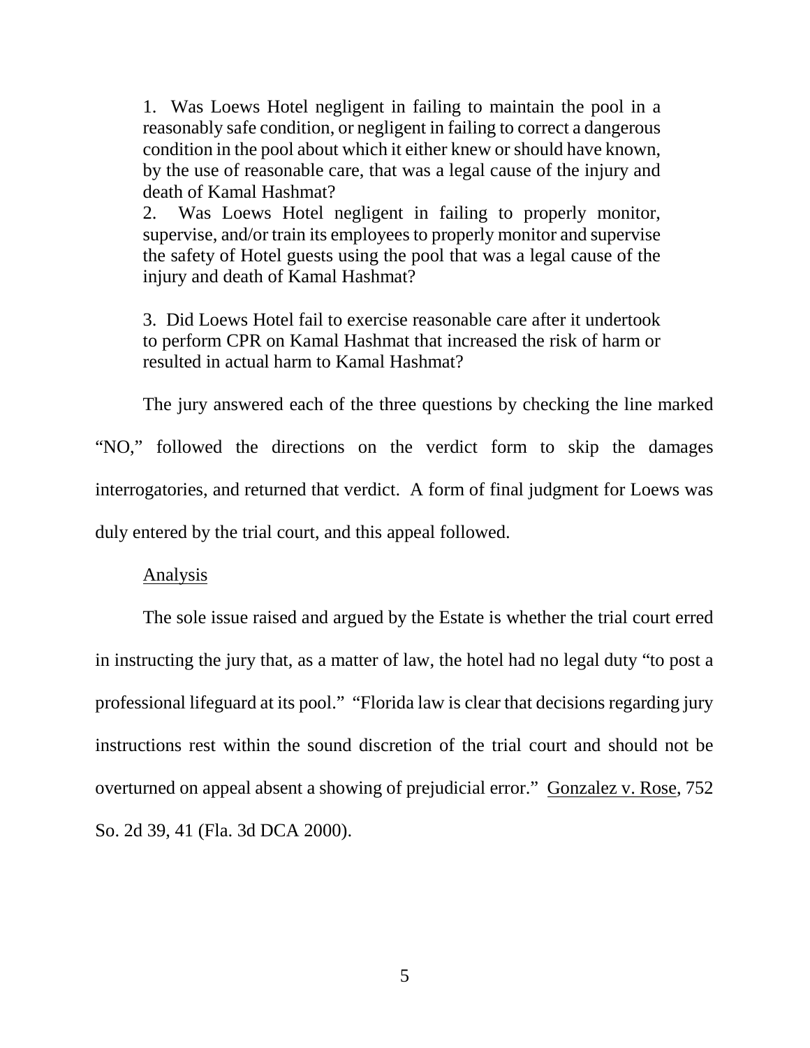> 1. Was Loews Hotel negligent in failing to maintain the pool in a reasonably safe condition, or negligent in failing to correct a dangerous condition in the pool about which it either knew or should have known, by the use of reasonable care, that was a legal cause of the injury and death of Kamal Hashmat?
>
> 2. Was Loews Hotel negligent in failing to properly monitor, supervise, and/or train its employees to properly monitor and supervise the safety of Hotel guests using the pool that was a legal cause of the injury and death of Kamal Hashmat?
>
> 3. Did Loews Hotel fail to exercise reasonable care after it undertook to perform CPR on Kamal Hashmat that increased the risk of harm or resulted in actual harm to Kamal Hashmat?

The jury answered each of the three questions by checking the line marked "NO," followed the directions on the verdict form to skip the damages interrogatories, and returned that verdict. A form of final judgment for Loews was duly entered by the trial court, and this appeal followed.

<u>Analysis</u>

The sole issue raised and argued by the Estate is whether the trial court erred in instructing the jury that, as a matter of law, the hotel had no legal duty "to post a professional lifeguard at its pool." "Florida law is clear that decisions regarding jury instructions rest within the sound discretion of the trial court and should not be overturned on appeal absent a showing of prejudicial error." <u>Gonzalez v. Rose</u>, 752 So. 2d 39, 41 (Fla. 3d DCA 2000).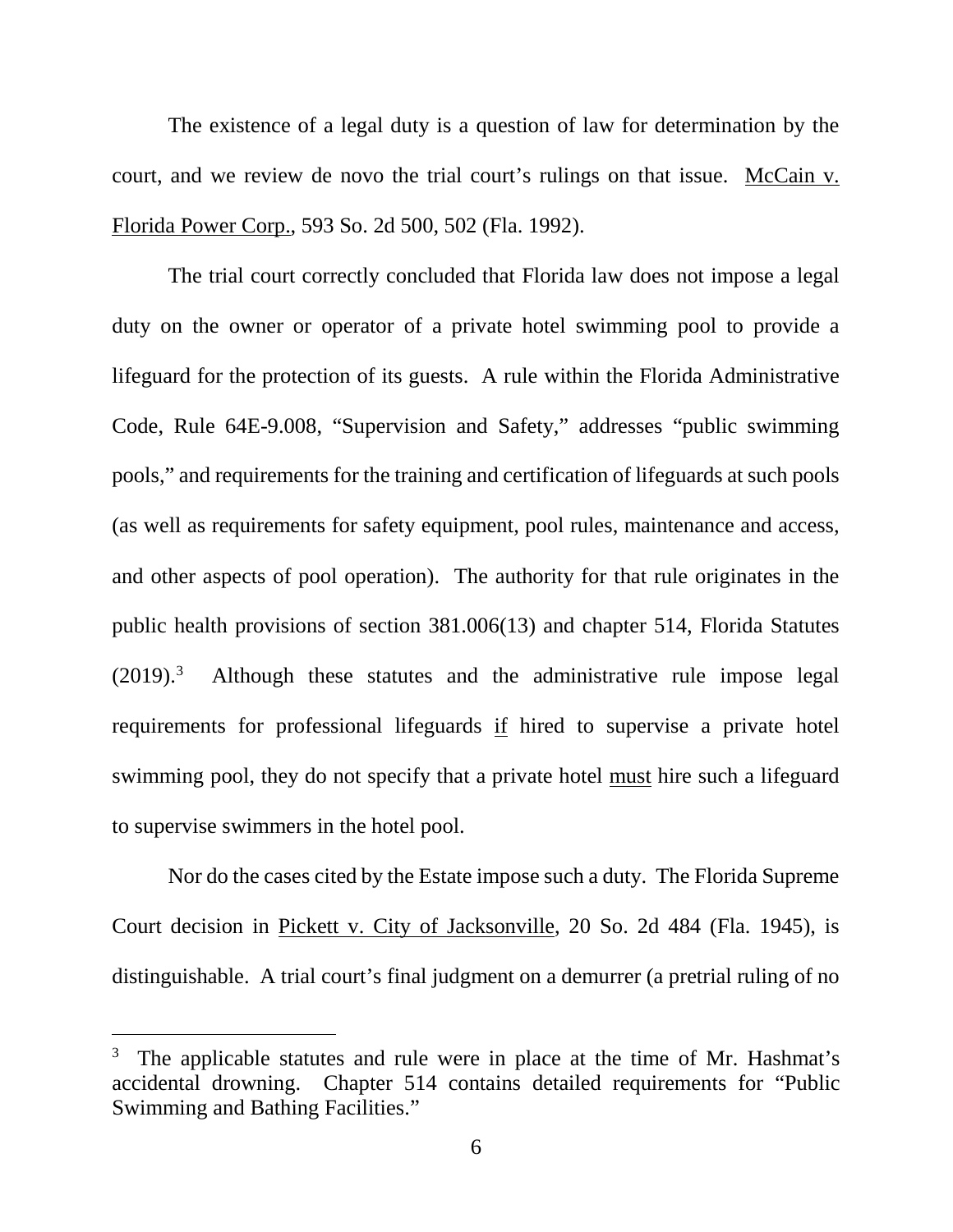The existence of a legal duty is a question of law for determination by the court, and we review de novo the trial court's rulings on that issue. McCain v. Florida Power Corp., 593 So. 2d 500, 502 (Fla. 1992).

The trial court correctly concluded that Florida law does not impose a legal duty on the owner or operator of a private hotel swimming pool to provide a lifeguard for the protection of its guests. A rule within the Florida Administrative Code, Rule 64E-9.008, "Supervision and Safety," addresses "public swimming pools," and requirements for the training and certification of lifeguards at such pools (as well as requirements for safety equipment, pool rules, maintenance and access, and other aspects of pool operation). The authority for that rule originates in the public health provisions of section 381.006(13) and chapter 514, Florida Statutes (2019).[3] Although these statutes and the administrative rule impose legal requirements for professional lifeguards if hired to supervise a private hotel swimming pool, they do not specify that a private hotel must hire such a lifeguard to supervise swimmers in the hotel pool.

Nor do the cases cited by the Estate impose such a duty. The Florida Supreme Court decision in Pickett v. City of Jacksonville, 20 So. 2d 484 (Fla. 1945), is distinguishable. A trial court's final judgment on a demurrer (a pretrial ruling of no

---

[3] The applicable statutes and rule were in place at the time of Mr. Hashmat's accidental drowning. Chapter 514 contains detailed requirements for "Public Swimming and Bathing Facilities."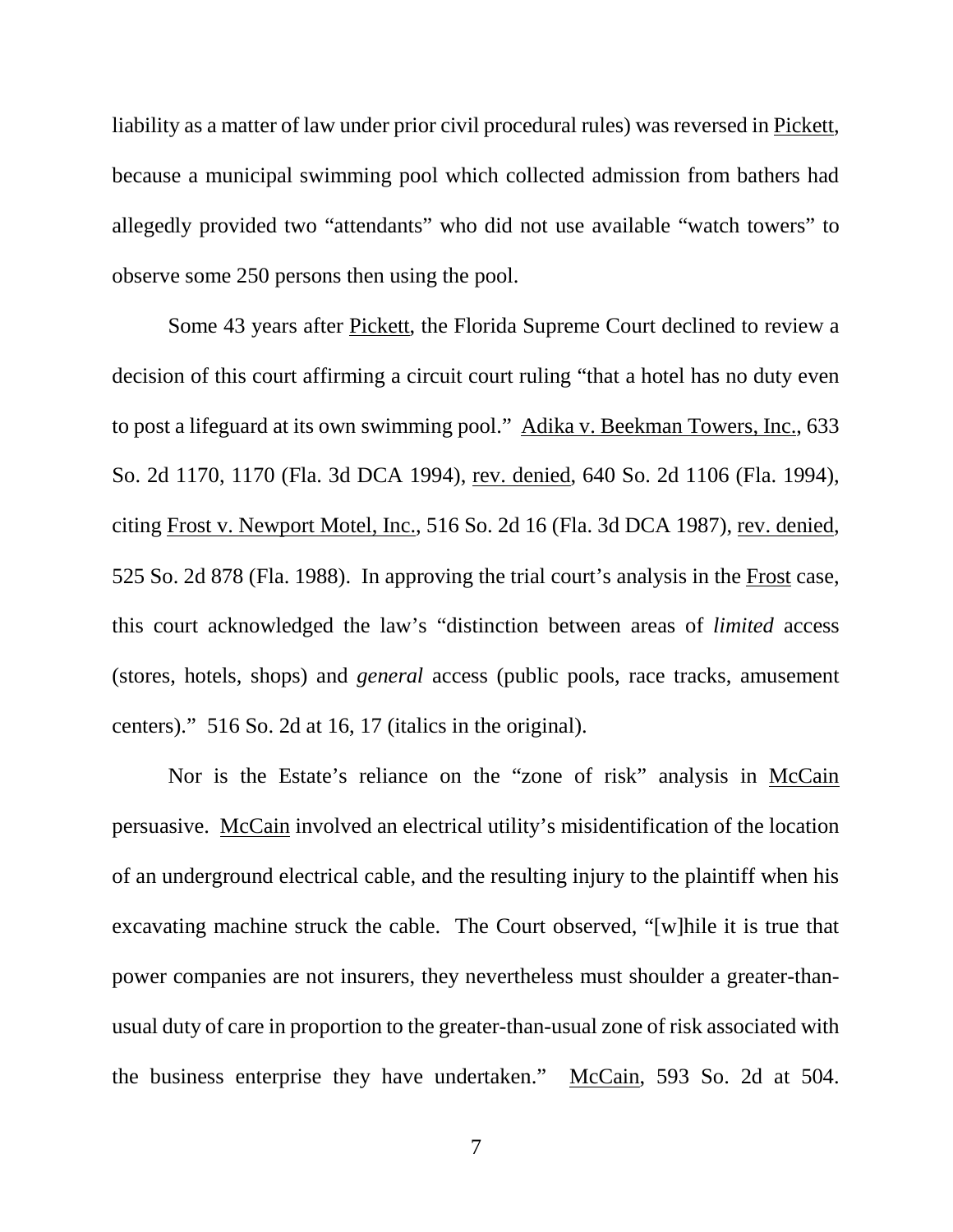liability as a matter of law under prior civil procedural rules) was reversed in Pickett, because a municipal swimming pool which collected admission from bathers had allegedly provided two "attendants" who did not use available "watch towers" to observe some 250 persons then using the pool.

Some 43 years after Pickett, the Florida Supreme Court declined to review a decision of this court affirming a circuit court ruling "that a hotel has no duty even to post a lifeguard at its own swimming pool." Adika v. Beekman Towers, Inc., 633 So. 2d 1170, 1170 (Fla. 3d DCA 1994), rev. denied, 640 So. 2d 1106 (Fla. 1994), citing Frost v. Newport Motel, Inc., 516 So. 2d 16 (Fla. 3d DCA 1987), rev. denied, 525 So. 2d 878 (Fla. 1988). In approving the trial court's analysis in the Frost case, this court acknowledged the law's "distinction between areas of *limited* access (stores, hotels, shops) and *general* access (public pools, race tracks, amusement centers)." 516 So. 2d at 16, 17 (italics in the original).

Nor is the Estate's reliance on the "zone of risk" analysis in McCain persuasive. McCain involved an electrical utility's misidentification of the location of an underground electrical cable, and the resulting injury to the plaintiff when his excavating machine struck the cable. The Court observed, "[w]hile it is true that power companies are not insurers, they nevertheless must shoulder a greater-than-usual duty of care in proportion to the greater-than-usual zone of risk associated with the business enterprise they have undertaken." McCain, 593 So. 2d at 504.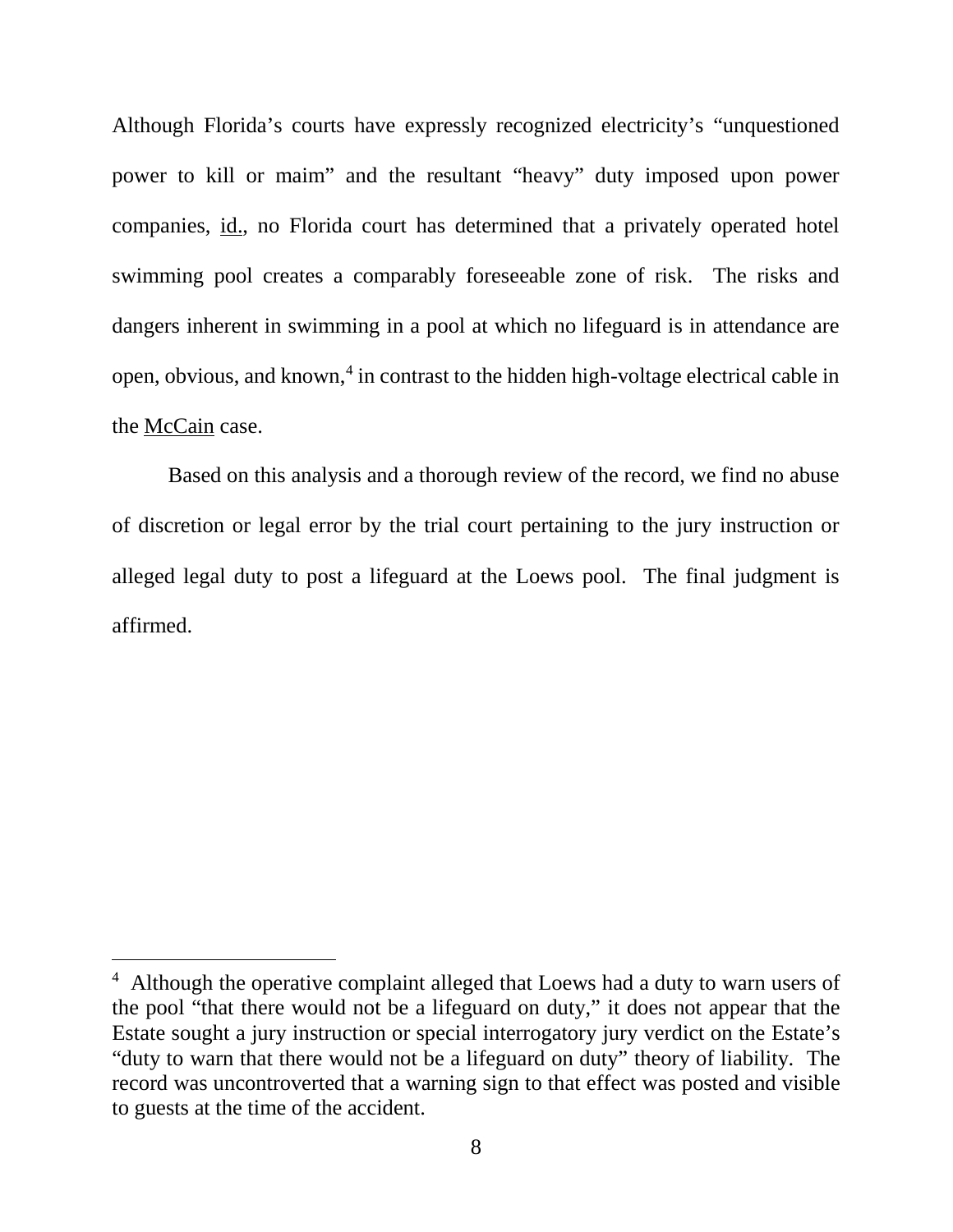Although Florida's courts have expressly recognized electricity's "unquestioned power to kill or maim" and the resultant "heavy" duty imposed upon power companies, id., no Florida court has determined that a privately operated hotel swimming pool creates a comparably foreseeable zone of risk. The risks and dangers inherent in swimming in a pool at which no lifeguard is in attendance are open, obvious, and known,[4] in contrast to the hidden high-voltage electrical cable in the McCain case.

Based on this analysis and a thorough review of the record, we find no abuse of discretion or legal error by the trial court pertaining to the jury instruction or alleged legal duty to post a lifeguard at the Loews pool. The final judgment is affirmed.

---

[4] Although the operative complaint alleged that Loews had a duty to warn users of the pool "that there would not be a lifeguard on duty," it does not appear that the Estate sought a jury instruction or special interrogatory jury verdict on the Estate's "duty to warn that there would not be a lifeguard on duty" theory of liability. The record was uncontroverted that a warning sign to that effect was posted and visible to guests at the time of the accident.